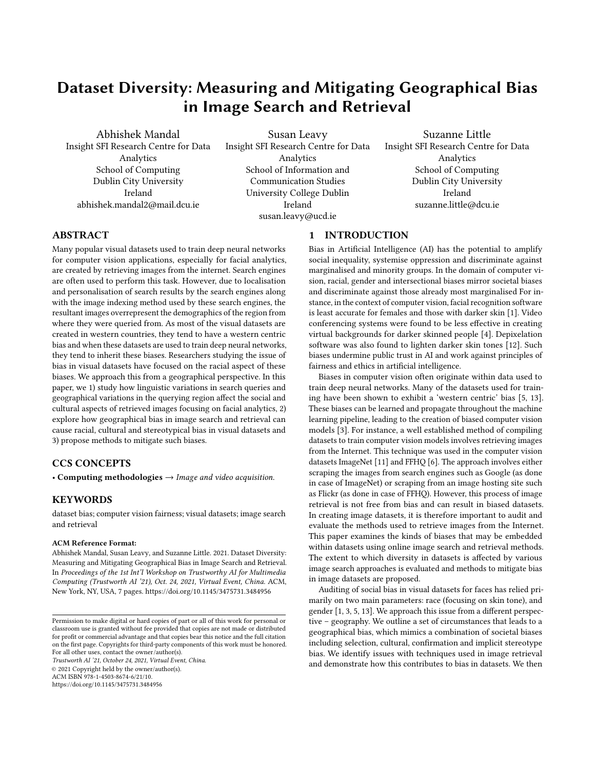# Dataset Diversity: Measuring and Mitigating Geographical Bias in Image Search and Retrieval

Abhishek Mandal
Insight SFI Research Centre for Data Analytics
School of Computing
Dublin City University
Ireland
abhishek.mandal2@mail.dcu.ie

Susan Leavy
Insight SFI Research Centre for Data Analytics
School of Information and Communication Studies
University College Dublin
Ireland
susan.leavy@ucd.ie

Suzanne Little
Insight SFI Research Centre for Data Analytics
School of Computing
Dublin City University
Ireland
suzanne.little@dcu.ie

## ABSTRACT

Many popular visual datasets used to train deep neural networks for computer vision applications, especially for facial analytics, are created by retrieving images from the internet. Search engines are often used to perform this task. However, due to localisation and personalisation of search results by the search engines along with the image indexing method used by these search engines, the resultant images overrepresent the demographics of the region from where they were queried from. As most of the visual datasets are created in western countries, they tend to have a western centric bias and when these datasets are used to train deep neural networks, they tend to inherit these biases. Researchers studying the issue of bias in visual datasets have focused on the racial aspect of these biases. We approach this from a geographical perspective. In this paper, we 1) study how linguistic variations in search queries and geographical variations in the querying region affect the social and cultural aspects of retrieved images focusing on facial analytics, 2) explore how geographical bias in image search and retrieval can cause racial, cultural and stereotypical bias in visual datasets and 3) propose methods to mitigate such biases.

## CCS CONCEPTS

• **Computing methodologies** → *Image and video acquisition.*

## KEYWORDS

dataset bias; computer vision fairness; visual datasets; image search and retrieval

**ACM Reference Format:**
Abhishek Mandal, Susan Leavy, and Suzanne Little. 2021. Dataset Diversity: Measuring and Mitigating Geographical Bias in Image Search and Retrieval. In *Proceedings of the 1st Int'l Workshop on Trustworthy AI for Multimedia Computing (Trustworth AI '21), Oct. 24, 2021, Virtual Event, China.* ACM, New York, NY, USA, 7 pages. https://doi.org/10.1145/3475731.3484956

Permission to make digital or hard copies of part or all of this work for personal or classroom use is granted without fee provided that copies are not made or distributed for profit or commercial advantage and that copies bear this notice and the full citation on the first page. Copyrights for third-party components of this work must be honored. For all other uses, contact the owner/author(s).
*Trustworth AI '21, October 24, 2021, Virtual Event, China.*
© 2021 Copyright held by the owner/author(s).
ACM ISBN 978-1-4503-8674-6/21/10.
https://doi.org/10.1145/3475731.3484956

## 1 INTRODUCTION

Bias in Artificial Intelligence (AI) has the potential to amplify social inequality, systemise oppression and discriminate against marginalised and minority groups. In the domain of computer vision, racial, gender and intersectional biases mirror societal biases and discriminate against those already most marginalised For instance, in the context of computer vision, facial recognition software is least accurate for females and those with darker skin [1]. Video conferencing systems were found to be less effective in creating virtual backgrounds for darker skinned people [4]. Depixelation software was also found to lighten darker skin tones [12]. Such biases undermine public trust in AI and work against principles of fairness and ethics in artificial intelligence.

Biases in computer vision often originate within data used to train deep neural networks. Many of the datasets used for training have been shown to exhibit a 'western centric' bias [5, 13]. These biases can be learned and propagate throughout the machine learning pipeline, leading to the creation of biased computer vision models [3]. For instance, a well established method of compiling datasets to train computer vision models involves retrieving images from the Internet. This technique was used in the computer vision datasets ImageNet [11] and FFHQ [6]. The approach involves either scraping the images from search engines such as Google (as done in case of ImageNet) or scraping from an image hosting site such as Flickr (as done in case of FFHQ). However, this process of image retrieval is not free from bias and can result in biased datasets. In creating image datasets, it is therefore important to audit and evaluate the methods used to retrieve images from the Internet. This paper examines the kinds of biases that may be embedded within datasets using online image search and retrieval methods. The extent to which diversity in datasets is affected by various image search approaches is evaluated and methods to mitigate bias in image datasets are proposed.

Auditing of social bias in visual datasets for faces has relied primarily on two main parameters: race (focusing on skin tone), and gender [1, 3, 5, 13]. We approach this issue from a different perspective – geography. We outline a set of circumstances that leads to a geographical bias, which mimics a combination of societal biases including selection, cultural, confirmation and implicit stereotype bias. We identify issues with techniques used in image retrieval and demonstrate how this contributes to bias in datasets. We then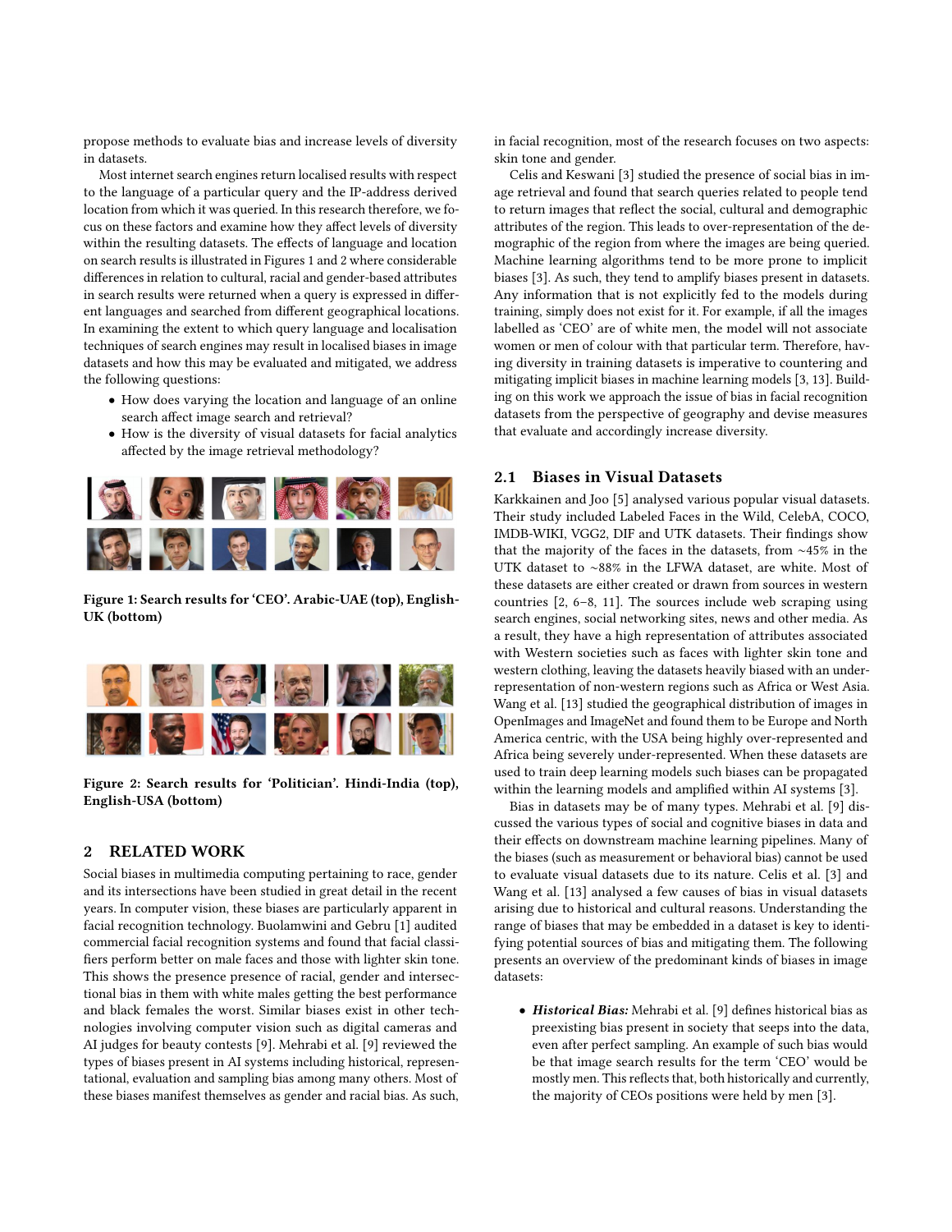propose methods to evaluate bias and increase levels of diversity in datasets.

Most internet search engines return localised results with respect to the language of a particular query and the IP-address derived location from which it was queried. In this research therefore, we focus on these factors and examine how they affect levels of diversity within the resulting datasets. The effects of language and location on search results is illustrated in Figures 1 and 2 where considerable differences in relation to cultural, racial and gender-based attributes in search results were returned when a query is expressed in different languages and searched from different geographical locations. In examining the extent to which query language and localisation techniques of search engines may result in localised biases in image datasets and how this may be evaluated and mitigated, we address the following questions:

- How does varying the location and language of an online search affect image search and retrieval?
- How is the diversity of visual datasets for facial analytics affected by the image retrieval methodology?

**Figure 1: Search results for 'CEO'. Arabic-UAE (top), English-UK (bottom)**

**Figure 2: Search results for 'Politician'. Hindi-India (top), English-USA (bottom)**

## 2 RELATED WORK

Social biases in multimedia computing pertaining to race, gender and its intersections have been studied in great detail in the recent years. In computer vision, these biases are particularly apparent in facial recognition technology. Buolamwini and Gebru [1] audited commercial facial recognition systems and found that facial classifiers perform better on male faces and those with lighter skin tone. This shows the presence presence of racial, gender and intersectional bias in them with white males getting the best performance and black females the worst. Similar biases exist in other technologies involving computer vision such as digital cameras and AI judges for beauty contests [9]. Mehrabi et al. [9] reviewed the types of biases present in AI systems including historical, representational, evaluation and sampling bias among many others. Most of these biases manifest themselves as gender and racial bias. As such, in facial recognition, most of the research focuses on two aspects: skin tone and gender.

Celis and Keswani [3] studied the presence of social bias in image retrieval and found that search queries related to people tend to return images that reflect the social, cultural and demographic attributes of the region. This leads to over-representation of the demographic of the region from where the images are being queried. Machine learning algorithms tend to be more prone to implicit biases [3]. As such, they tend to amplify biases present in datasets. Any information that is not explicitly fed to the models during training, simply does not exist for it. For example, if all the images labelled as 'CEO' are of white men, the model will not associate women or men of colour with that particular term. Therefore, having diversity in training datasets is imperative to countering and mitigating implicit biases in machine learning models [3, 13]. Building on this work we approach the issue of bias in facial recognition datasets from the perspective of geography and devise measures that evaluate and accordingly increase diversity.

### 2.1 Biases in Visual Datasets

Karkkainen and Joo [5] analysed various popular visual datasets. Their study included Labeled Faces in the Wild, CelebA, COCO, IMDB-WIKI, VGG2, DIF and UTK datasets. Their findings show that the majority of the faces in the datasets, from ~45% in the UTK dataset to ~88% in the LFWA dataset, are white. Most of these datasets are either created or drawn from sources in western countries [2, 6–8, 11]. The sources include web scraping using search engines, social networking sites, news and other media. As a result, they have a high representation of attributes associated with Western societies such as faces with lighter skin tone and western clothing, leaving the datasets heavily biased with an under-representation of non-western regions such as Africa or West Asia. Wang et al. [13] studied the geographical distribution of images in OpenImages and ImageNet and found them to be Europe and North America centric, with the USA being highly over-represented and Africa being severely under-represented. When these datasets are used to train deep learning models such biases can be propagated within the learning models and amplified within AI systems [3].

Bias in datasets may be of many types. Mehrabi et al. [9] discussed the various types of social and cognitive biases in data and their effects on downstream machine learning pipelines. Many of the biases (such as measurement or behavioral bias) cannot be used to evaluate visual datasets due to its nature. Celis et al. [3] and Wang et al. [13] analysed a few causes of bias in visual datasets arising due to historical and cultural reasons. Understanding the range of biases that may be embedded in a dataset is key to identifying potential sources of bias and mitigating them. The following presents an overview of the predominant kinds of biases in image datasets:

- ***Historical Bias:*** Mehrabi et al. [9] defines historical bias as preexisting bias present in society that seeps into the data, even after perfect sampling. An example of such bias would be that image search results for the term 'CEO' would be mostly men. This reflects that, both historically and currently, the majority of CEOs positions were held by men [3].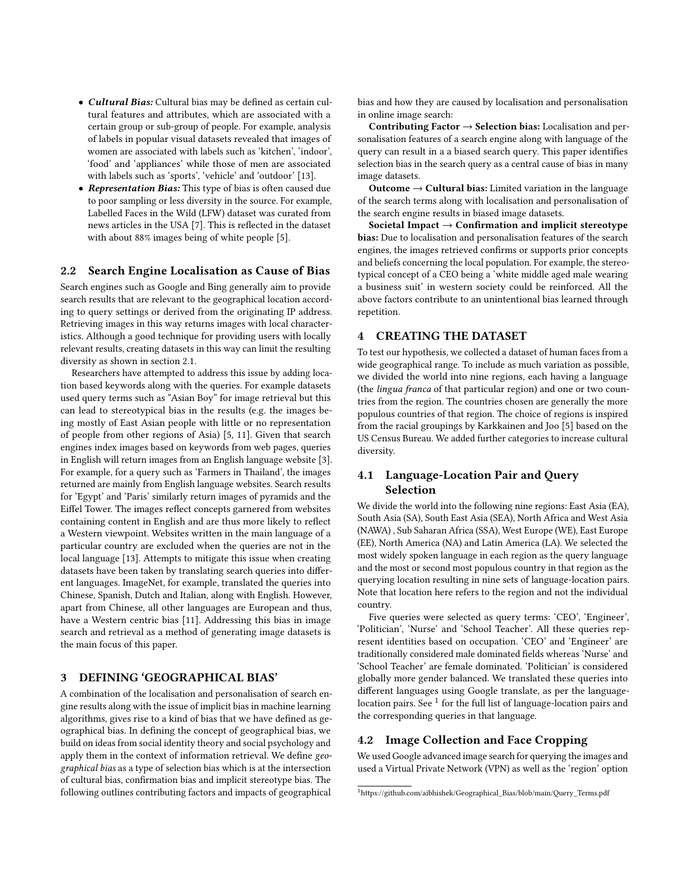- ***Cultural Bias:*** Cultural bias may be defined as certain cultural features and attributes, which are associated with a certain group or sub-group of people. For example, analysis of labels in popular visual datasets revealed that images of women are associated with labels such as 'kitchen', 'indoor', 'food' and 'appliances' while those of men are associated with labels such as 'sports', 'vehicle' and 'outdoor' [13].
- ***Representation Bias:*** This type of bias is often caused due to poor sampling or less diversity in the source. For example, Labelled Faces in the Wild (LFW) dataset was curated from news articles in the USA [7]. This is reflected in the dataset with about 88% images being of white people [5].

## 2.2 Search Engine Localisation as Cause of Bias

Search engines such as Google and Bing generally aim to provide search results that are relevant to the geographical location according to query settings or derived from the originating IP address. Retrieving images in this way returns images with local characteristics. Although a good technique for providing users with locally relevant results, creating datasets in this way can limit the resulting diversity as shown in section 2.1.

Researchers have attempted to address this issue by adding location based keywords along with the queries. For example datasets used query terms such as "Asian Boy" for image retrieval but this can lead to stereotypical bias in the results (e.g. the images being mostly of East Asian people with little or no representation of people from other regions of Asia) [5, 11]. Given that search engines index images based on keywords from web pages, queries in English will return images from an English language website [3]. For example, for a query such as 'Farmers in Thailand', the images returned are mainly from English language websites. Search results for 'Egypt' and 'Paris' similarly return images of pyramids and the Eiffel Tower. The images reflect concepts garnered from websites containing content in English and are thus more likely to reflect a Western viewpoint. Websites written in the main language of a particular country are excluded when the queries are not in the local language [13]. Attempts to mitigate this issue when creating datasets have been taken by translating search queries into different languages. ImageNet, for example, translated the queries into Chinese, Spanish, Dutch and Italian, along with English. However, apart from Chinese, all other languages are European and thus, have a Western centric bias [11]. Addressing this bias in image search and retrieval as a method of generating image datasets is the main focus of this paper.

# 3 DEFINING 'GEOGRAPHICAL BIAS'

A combination of the localisation and personalisation of search engine results along with the issue of implicit bias in machine learning algorithms, gives rise to a kind of bias that we have defined as geographical bias. In defining the concept of geographical bias, we build on ideas from social identity theory and social psychology and apply them in the context of information retrieval. We define *geographical bias* as a type of selection bias which is at the intersection of cultural bias, confirmation bias and implicit stereotype bias. The following outlines contributing factors and impacts of geographical bias and how they are caused by localisation and personalisation in online image search:

**Contributing Factor → Selection bias:** Localisation and personalisation features of a search engine along with language of the query can result in a a biased search query. This paper identifies selection bias in the search query as a central cause of bias in many image datasets.

**Outcome → Cultural bias:** Limited variation in the language of the search terms along with localisation and personalisation of the search engine results in biased image datasets.

**Societal Impact → Confirmation and implicit stereotype bias:** Due to localisation and personalisation features of the search engines, the images retrieved confirms or supports prior concepts and beliefs concerning the local population. For example, the stereotypical concept of a CEO being a 'white middle aged male wearing a business suit' in western society could be reinforced. All the above factors contribute to an unintentional bias learned through repetition.

# 4 CREATING THE DATASET

To test our hypothesis, we collected a dataset of human faces from a wide geographical range. To include as much variation as possible, we divided the world into nine regions, each having a language (the *lingua franca* of that particular region) and one or two countries from the region. The countries chosen are generally the more populous countries of that region. The choice of regions is inspired from the racial groupings by Karkkainen and Joo [5] based on the US Census Bureau. We added further categories to increase cultural diversity.

## 4.1 Language-Location Pair and Query Selection

We divide the world into the following nine regions: East Asia (EA), South Asia (SA), South East Asia (SEA), North Africa and West Asia (NAWA) , Sub Saharan Africa (SSA), West Europe (WE), East Europe (EE), North America (NA) and Latin America (LA). We selected the most widely spoken language in each region as the query language and the most or second most populous country in that region as the querying location resulting in nine sets of language-location pairs. Note that location here refers to the region and not the individual country.

Five queries were selected as query terms: 'CEO', 'Engineer', 'Politician', 'Nurse' and 'School Teacher'. All these queries represent identities based on occupation. 'CEO' and 'Engineer' are traditionally considered male dominated fields whereas 'Nurse' and 'School Teacher' are female dominated. 'Politician' is considered globally more gender balanced. We translated these queries into different languages using Google translate, as per the language-location pairs. See [1] for the full list of language-location pairs and the corresponding queries in that language.

## 4.2 Image Collection and Face Cropping

We used Google advanced image search for querying the images and used a Virtual Private Network (VPN) as well as the 'region' option

[1]https://github.com/aibhishek/Geographical_Bias/blob/main/Query_Terms.pdf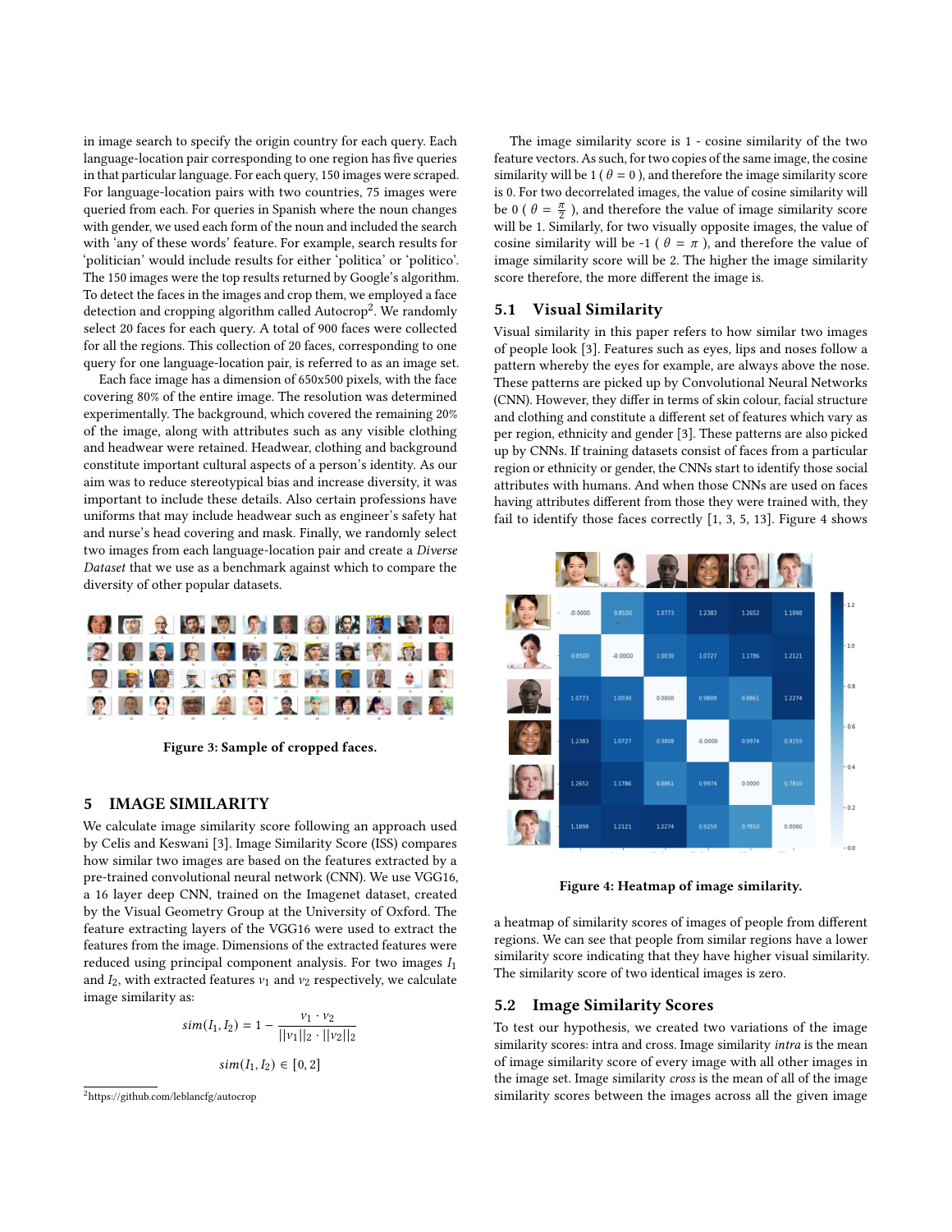in image search to specify the origin country for each query. Each language-location pair corresponding to one region has five queries in that particular language. For each query, 150 images were scraped. For language-location pairs with two countries, 75 images were queried from each. For queries in Spanish where the noun changes with gender, we used each form of the noun and included the search with 'any of these words' feature. For example, search results for 'politician' would include results for either 'politica' or 'politico'. The 150 images were the top results returned by Google's algorithm. To detect the faces in the images and crop them, we employed a face detection and cropping algorithm called Autocrop[2]. We randomly select 20 faces for each query. A total of 900 faces were collected for all the regions. This collection of 20 faces, corresponding to one query for one language-location pair, is referred to as an image set.

Each face image has a dimension of 650x500 pixels, with the face covering 80% of the entire image. The resolution was determined experimentally. The background, which covered the remaining 20% of the image, along with attributes such as any visible clothing and headwear were retained. Headwear, clothing and background constitute important cultural aspects of a person's identity. As our aim was to reduce stereotypical bias and increase diversity, it was important to include these details. Also certain professions have uniforms that may include headwear such as engineer's safety hat and nurse's head covering and mask. Finally, we randomly select two images from each language-location pair and create a *Diverse Dataset* that we use as a benchmark against which to compare the diversity of other popular datasets.

**Figure 3: Sample of cropped faces.**

## 5 IMAGE SIMILARITY

We calculate image similarity score following an approach used by Celis and Keswani [3]. Image Similarity Score (ISS) compares how similar two images are based on the features extracted by a pre-trained convolutional neural network (CNN). We use VGG16, a 16 layer deep CNN, trained on the Imagenet dataset, created by the Visual Geometry Group at the University of Oxford. The feature extracting layers of the VGG16 were used to extract the features from the image. Dimensions of the extracted features were reduced using principal component analysis. For two images $I_1$ and $I_2$, with extracted features $v_1$ and $v_2$ respectively, we calculate image similarity as:

$$sim(I_1, I_2) = 1 - \frac{v_1 \cdot v_2}{||v_1||_2 \cdot ||v_2||_2}$$

$$sim(I_1, I_2) \in [0, 2]$$

The image similarity score is 1 - cosine similarity of the two feature vectors. As such, for two copies of the same image, the cosine similarity will be 1 ( $\theta = 0$ ), and therefore the image similarity score is 0. For two decorrelated images, the value of cosine similarity will be 0 ( $\theta = \frac{\pi}{2}$ ), and therefore the value of image similarity score will be 1. Similarly, for two visually opposite images, the value of cosine similarity will be -1 ( $\theta = \pi$ ), and therefore the value of image similarity score will be 2. The higher the image similarity score therefore, the more different the image is.

### 5.1 Visual Similarity

Visual similarity in this paper refers to how similar two images of people look [3]. Features such as eyes, lips and noses follow a pattern whereby the eyes for example, are always above the nose. These patterns are picked up by Convolutional Neural Networks (CNN). However, they differ in terms of skin colour, facial structure and clothing and constitute a different set of features which vary as per region, ethnicity and gender [3]. These patterns are also picked up by CNNs. If training datasets consist of faces from a particular region or ethnicity or gender, the CNNs start to identify those social attributes with humans. And when those CNNs are used on faces having attributes different from those they were trained with, they fail to identify those faces correctly [1, 3, 5, 13]. Figure 4 shows a heatmap of similarity scores of images of people from different regions. We can see that people from similar regions have a lower similarity score indicating that they have higher visual similarity. The similarity score of two identical images is zero.

| -0.0000 | 0.8500 | 1.0773 | 1.2383 | 1.2652 | 1.1898 |
|---|---|---|---|---|---|
| 0.8500 | -0.0000 | 1.0030 | 1.0727 | 1.1786 | 1.2121 |
| 1.0773 | 1.0030 | 0.0000 | 0.9808 | 0.8861 | 1.2274 |
| 1.2383 | 1.0727 | 0.9808 | -0.0000 | 0.9974 | 0.9259 |
| 1.2652 | 1.1786 | 0.8861 | 0.9974 | 0.0000 | 0.7810 |
| 1.1898 | 1.2121 | 1.2274 | 0.9259 | 0.7810 | 0.0000 |

**Figure 4: Heatmap of image similarity.**

### 5.2 Image Similarity Scores

To test our hypothesis, we created two variations of the image similarity scores: intra and cross. Image similarity *intra* is the mean of image similarity score of every image with all other images in the image set. Image similarity *cross* is the mean of all of the image similarity scores between the images across all the given image

[2] https://github.com/leblancfg/autocrop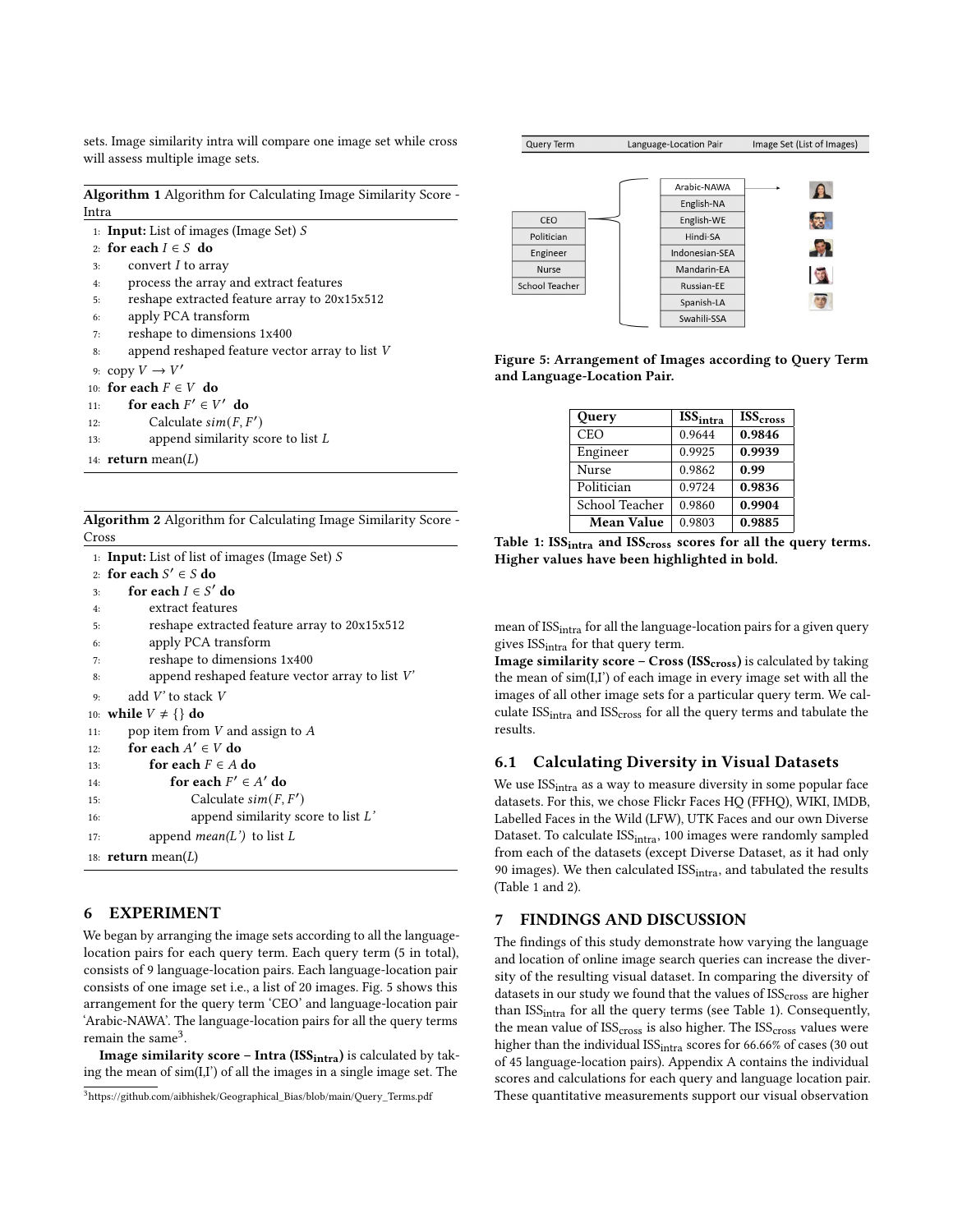sets. Image similarity intra will compare one image set while cross will assess multiple image sets.

**Algorithm 1** Algorithm for Calculating Image Similarity Score - Intra

```
1:  Input: List of images (Image Set) S
2:  for each I ∈ S do
3:      convert I to array
4:      process the array and extract features
5:      reshape extracted feature array to 20x15x512
6:      apply PCA transform
7:      reshape to dimensions 1x400
8:      append reshaped feature vector array to list V
9:  copy V → V′
10: for each F ∈ V do
11:     for each F′ ∈ V′ do
12:         Calculate sim(F, F′)
13:         append similarity score to list L
14: return mean(L)
```

**Algorithm 2** Algorithm for Calculating Image Similarity Score - Cross

```
1:  Input: List of list of images (Image Set) S
2:  for each S′ ∈ S do
3:      for each I ∈ S′ do
4:          extract features
5:          reshape extracted feature array to 20x15x512
6:          apply PCA transform
7:          reshape to dimensions 1x400
8:          append reshaped feature vector array to list V'
9:      add V' to stack V
10: while V ≠ {} do
11:     pop item from V and assign to A
12:     for each A′ ∈ V do
13:         for each F ∈ A do
14:             for each F′ ∈ A′ do
15:                 Calculate sim(F, F′)
16:                 append similarity score to list L'
17:         append mean(L') to list L
18: return mean(L)
```

## 6 EXPERIMENT

We began by arranging the image sets according to all the language-location pairs for each query term. Each query term (5 in total), consists of 9 language-location pairs. Each language-location pair consists of one image set i.e., a list of 20 images. Fig. 5 shows this arrangement for the query term 'CEO' and language-location pair 'Arabic-NAWA'. The language-location pairs for all the query terms remain the same[3].

**Image similarity score – Intra ($ISS_{intra}$)** is calculated by taking the mean of sim(I,I') of all the images in a single image set. The mean of $ISS_{intra}$ for all the language-location pairs for a given query gives $ISS_{intra}$ for that query term.

**Image similarity score – Cross ($ISS_{cross}$)** is calculated by taking the mean of sim(I,I') of each image in every image set with all the images of all other image sets for a particular query term. We calculate $ISS_{intra}$ and $ISS_{cross}$ for all the query terms and tabulate the results.

[3]https://github.com/aibhishek/Geographical_Bias/blob/main/Query_Terms.pdf

| Query Term | Language-Location Pair | Image Set (List of Images) |
|---|---|---|
| CEO | Arabic-NAWA | |
| Politician | English-NA | |
| Engineer | English-WE | |
| Nurse | Hindi-SA | |
| School Teacher | Indonesian-SEA | |
| | Mandarin-EA | |
| | Russian-EE | |
| | Spanish-LA | |
| | Swahili-SSA | |

**Figure 5: Arrangement of Images according to Query Term and Language-Location Pair.**

| Query | $ISS_{intra}$ | $ISS_{cross}$ |
|---|---|---|
| CEO | 0.9644 | **0.9846** |
| Engineer | 0.9925 | **0.9939** |
| Nurse | 0.9862 | **0.99** |
| Politician | 0.9724 | **0.9836** |
| School Teacher | 0.9860 | **0.9904** |
| **Mean Value** | 0.9803 | **0.9885** |

**Table 1: $ISS_{intra}$ and $ISS_{cross}$ scores for all the query terms. Higher values have been highlighted in bold.**

### 6.1 Calculating Diversity in Visual Datasets

We use $ISS_{intra}$ as a way to measure diversity in some popular face datasets. For this, we chose Flickr Faces HQ (FFHQ), WIKI, IMDB, Labelled Faces in the Wild (LFW), UTK Faces and our own Diverse Dataset. To calculate $ISS_{intra}$, 100 images were randomly sampled from each of the datasets (except Diverse Dataset, as it had only 90 images). We then calculated $ISS_{intra}$, and tabulated the results (Table 1 and 2).

## 7 FINDINGS AND DISCUSSION

The findings of this study demonstrate how varying the language and location of online image search queries can increase the diversity of the resulting visual dataset. In comparing the diversity of datasets in our study we found that the values of $ISS_{cross}$ are higher than $ISS_{intra}$ for all the query terms (see Table 1). Consequently, the mean value of $ISS_{cross}$ is also higher. The $ISS_{cross}$ values were higher than the individual $ISS_{intra}$ scores for 66.66% of cases (30 out of 45 language-location pairs). Appendix A contains the individual scores and calculations for each query and language location pair. These quantitative measurements support our visual observation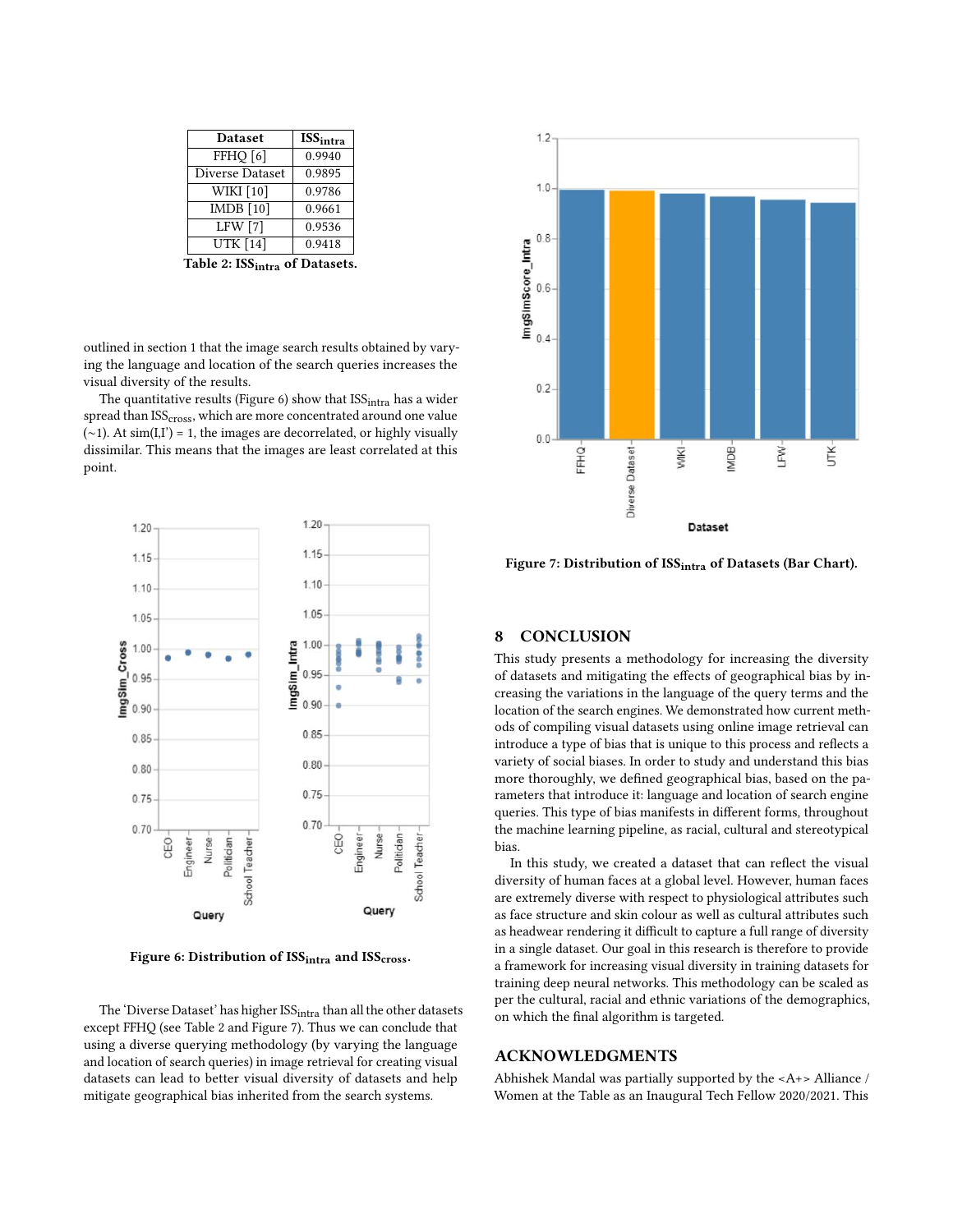| Dataset | $ISS_{intra}$ |
|---|---|
| FFHQ [6] | 0.9940 |
| Diverse Dataset | 0.9895 |
| WIKI [10] | 0.9786 |
| IMDB [10] | 0.9661 |
| LFW [7] | 0.9536 |
| UTK [14] | 0.9418 |

**Table 2: $ISS_{intra}$ of Datasets.**

outlined in section 1 that the image search results obtained by varying the language and location of the search queries increases the visual diversity of the results.

The quantitative results (Figure 6) show that $ISS_{intra}$ has a wider spread than $ISS_{cross}$, which are more concentrated around one value (~1). At sim(I,I') = 1, the images are decorrelated, or highly visually dissimilar. This means that the images are least correlated at this point.

**Figure 6: Distribution of $ISS_{intra}$ and $ISS_{cross}$.**

The 'Diverse Dataset' has higher $ISS_{intra}$ than all the other datasets except FFHQ (see Table 2 and Figure 7). Thus we can conclude that using a diverse querying methodology (by varying the language and location of search queries) in image retrieval for creating visual datasets can lead to better visual diversity of datasets and help mitigate geographical bias inherited from the search systems.

**Figure 7: Distribution of $ISS_{intra}$ of Datasets (Bar Chart).**

## 8 CONCLUSION

This study presents a methodology for increasing the diversity of datasets and mitigating the effects of geographical bias by increasing the variations in the language of the query terms and the location of the search engines. We demonstrated how current methods of compiling visual datasets using online image retrieval can introduce a type of bias that is unique to this process and reflects a variety of social biases. In order to study and understand this bias more thoroughly, we defined geographical bias, based on the parameters that introduce it: language and location of search engine queries. This type of bias manifests in different forms, throughout the machine learning pipeline, as racial, cultural and stereotypical bias.

In this study, we created a dataset that can reflect the visual diversity of human faces at a global level. However, human faces are extremely diverse with respect to physiological attributes such as face structure and skin colour as well as cultural attributes such as headwear rendering it difficult to capture a full range of diversity in a single dataset. Our goal in this research is therefore to provide a framework for increasing visual diversity in training datasets for training deep neural networks. This methodology can be scaled as per the cultural, racial and ethnic variations of the demographics, on which the final algorithm is targeted.

## ACKNOWLEDGMENTS

Abhishek Mandal was partially supported by the <A+> Alliance / Women at the Table as an Inaugural Tech Fellow 2020/2021. This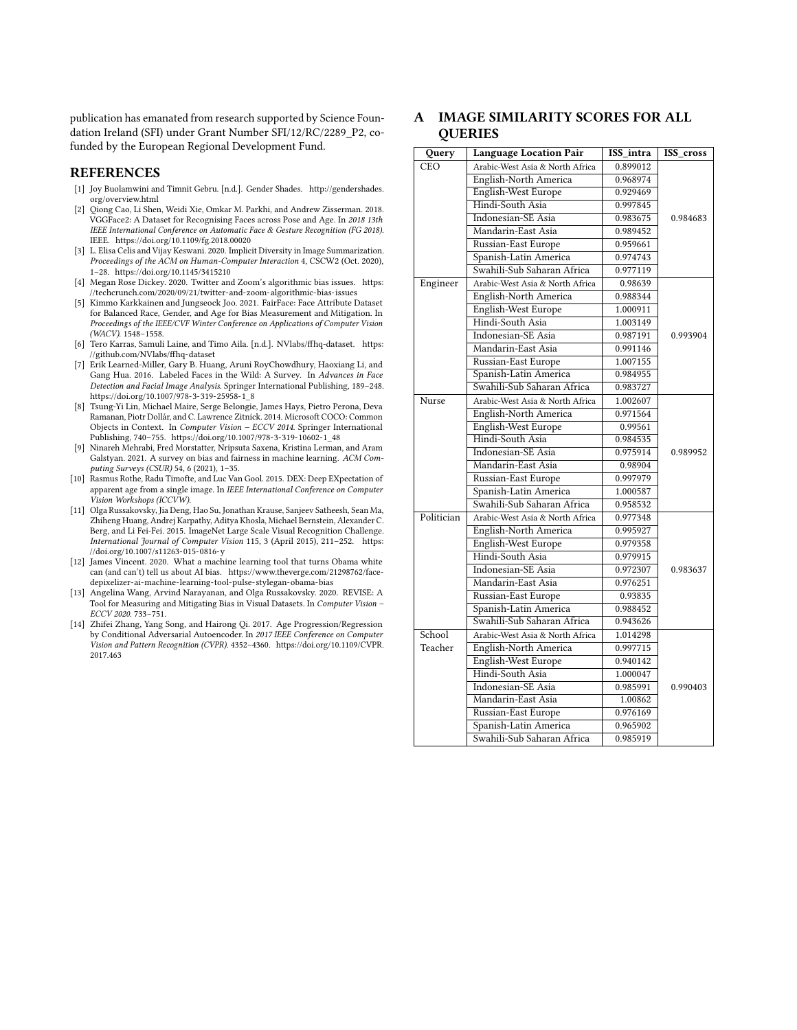publication has emanated from research supported by Science Foundation Ireland (SFI) under Grant Number SFI/12/RC/2289_P2, co-funded by the European Regional Development Fund.

## REFERENCES

- [1] Joy Buolamwini and Timnit Gebru. [n.d.]. Gender Shades. http://gendershades.org/overview.html
- [2] Qiong Cao, Li Shen, Weidi Xie, Omkar M. Parkhi, and Andrew Zisserman. 2018. VGGFace2: A Dataset for Recognising Faces across Pose and Age. In *2018 13th IEEE International Conference on Automatic Face & Gesture Recognition (FG 2018)*. IEEE. https://doi.org/10.1109/fg.2018.00020
- [3] L. Elisa Celis and Vijay Keswani. 2020. Implicit Diversity in Image Summarization. *Proceedings of the ACM on Human-Computer Interaction* 4, CSCW2 (Oct. 2020), 1–28. https://doi.org/10.1145/3415210
- [4] Megan Rose Dickey. 2020. Twitter and Zoom's algorithmic bias issues. https://techcrunch.com/2020/09/21/twitter-and-zoom-algorithmic-bias-issues
- [5] Kimmo Karkkainen and Jungseock Joo. 2021. FairFace: Face Attribute Dataset for Balanced Race, Gender, and Age for Bias Measurement and Mitigation. In *Proceedings of the IEEE/CVF Winter Conference on Applications of Computer Vision (WACV)*. 1548–1558.
- [6] Tero Karras, Samuli Laine, and Timo Aila. [n.d.]. NVlabs/ffhq-dataset. https://github.com/NVlabs/ffhq-dataset
- [7] Erik Learned-Miller, Gary B. Huang, Aruni RoyChowdhury, Haoxiang Li, and Gang Hua. 2016. Labeled Faces in the Wild: A Survey. In *Advances in Face Detection and Facial Image Analysis*. Springer International Publishing, 189–248. https://doi.org/10.1007/978-3-319-25958-1_8
- [8] Tsung-Yi Lin, Michael Maire, Serge Belongie, James Hays, Pietro Perona, Deva Ramanan, Piotr Dollár, and C. Lawrence Zitnick. 2014. Microsoft COCO: Common Objects in Context. In *Computer Vision – ECCV 2014*. Springer International Publishing, 740–755. https://doi.org/10.1007/978-3-319-10602-1_48
- [9] Ninareh Mehrabi, Fred Morstatter, Nripsuta Saxena, Kristina Lerman, and Aram Galstyan. 2021. A survey on bias and fairness in machine learning. *ACM Computing Surveys (CSUR)* 54, 6 (2021), 1–35.
- [10] Rasmus Rothe, Radu Timofte, and Luc Van Gool. 2015. DEX: Deep EXpectation of apparent age from a single image. In *IEEE International Conference on Computer Vision Workshops (ICCVW)*.
- [11] Olga Russakovsky, Jia Deng, Hao Su, Jonathan Krause, Sanjeev Satheesh, Sean Ma, Zhiheng Huang, Andrej Karpathy, Aditya Khosla, Michael Bernstein, Alexander C. Berg, and Li Fei-Fei. 2015. ImageNet Large Scale Visual Recognition Challenge. *International Journal of Computer Vision* 115, 3 (April 2015), 211–252. https://doi.org/10.1007/s11263-015-0816-y
- [12] James Vincent. 2020. What a machine learning tool that turns Obama white can (and can't) tell us about AI bias. https://www.theverge.com/21298762/face-depixelizer-ai-machine-learning-tool-pulse-stylegan-obama-bias
- [13] Angelina Wang, Arvind Narayanan, and Olga Russakovsky. 2020. REVISE: A Tool for Measuring and Mitigating Bias in Visual Datasets. In *Computer Vision – ECCV 2020*. 733–751.
- [14] Zhifei Zhang, Yang Song, and Hairong Qi. 2017. Age Progression/Regression by Conditional Adversarial Autoencoder. In *2017 IEEE Conference on Computer Vision and Pattern Recognition (CVPR)*. 4352–4360. https://doi.org/10.1109/CVPR.2017.463

# A IMAGE SIMILARITY SCORES FOR ALL QUERIES

| Query | Language Location Pair | ISS_intra | ISS_cross |
|---|---|---|---|
| CEO | Arabic-West Asia & North Africa | 0.899012 | 0.984683 |
| | English-North America | 0.968974 | |
| | English-West Europe | 0.929469 | |
| | Hindi-South Asia | 0.997845 | |
| | Indonesian-SE Asia | 0.983675 | |
| | Mandarin-East Asia | 0.989452 | |
| | Russian-East Europe | 0.959661 | |
| | Spanish-Latin America | 0.974743 | |
| | Swahili-Sub Saharan Africa | 0.977119 | |
| Engineer | Arabic-West Asia & North Africa | 0.98639 | 0.993904 |
| | English-North America | 0.988344 | |
| | English-West Europe | 1.000911 | |
| | Hindi-South Asia | 1.003149 | |
| | Indonesian-SE Asia | 0.987191 | |
| | Mandarin-East Asia | 0.991146 | |
| | Russian-East Europe | 1.007155 | |
| | Spanish-Latin America | 0.984955 | |
| | Swahili-Sub Saharan Africa | 0.983727 | |
| Nurse | Arabic-West Asia & North Africa | 1.002607 | 0.989952 |
| | English-North America | 0.971564 | |
| | English-West Europe | 0.99561 | |
| | Hindi-South Asia | 0.984535 | |
| | Indonesian-SE Asia | 0.975914 | |
| | Mandarin-East Asia | 0.98904 | |
| | Russian-East Europe | 0.997979 | |
| | Spanish-Latin America | 1.000587 | |
| | Swahili-Sub Saharan Africa | 0.958532 | |
| Politician | Arabic-West Asia & North Africa | 0.977348 | 0.983637 |
| | English-North America | 0.995927 | |
| | English-West Europe | 0.979358 | |
| | Hindi-South Asia | 0.979915 | |
| | Indonesian-SE Asia | 0.972307 | |
| | Mandarin-East Asia | 0.976251 | |
| | Russian-East Europe | 0.93835 | |
| | Spanish-Latin America | 0.988452 | |
| | Swahili-Sub Saharan Africa | 0.943626 | |
| School Teacher | Arabic-West Asia & North Africa | 1.014298 | 0.990403 |
| | English-North America | 0.997715 | |
| | English-West Europe | 0.940142 | |
| | Hindi-South Asia | 1.000047 | |
| | Indonesian-SE Asia | 0.985991 | |
| | Mandarin-East Asia | 1.00862 | |
| | Russian-East Europe | 0.976169 | |
| | Spanish-Latin America | 0.965902 | |
| | Swahili-Sub Saharan Africa | 0.985919 | |